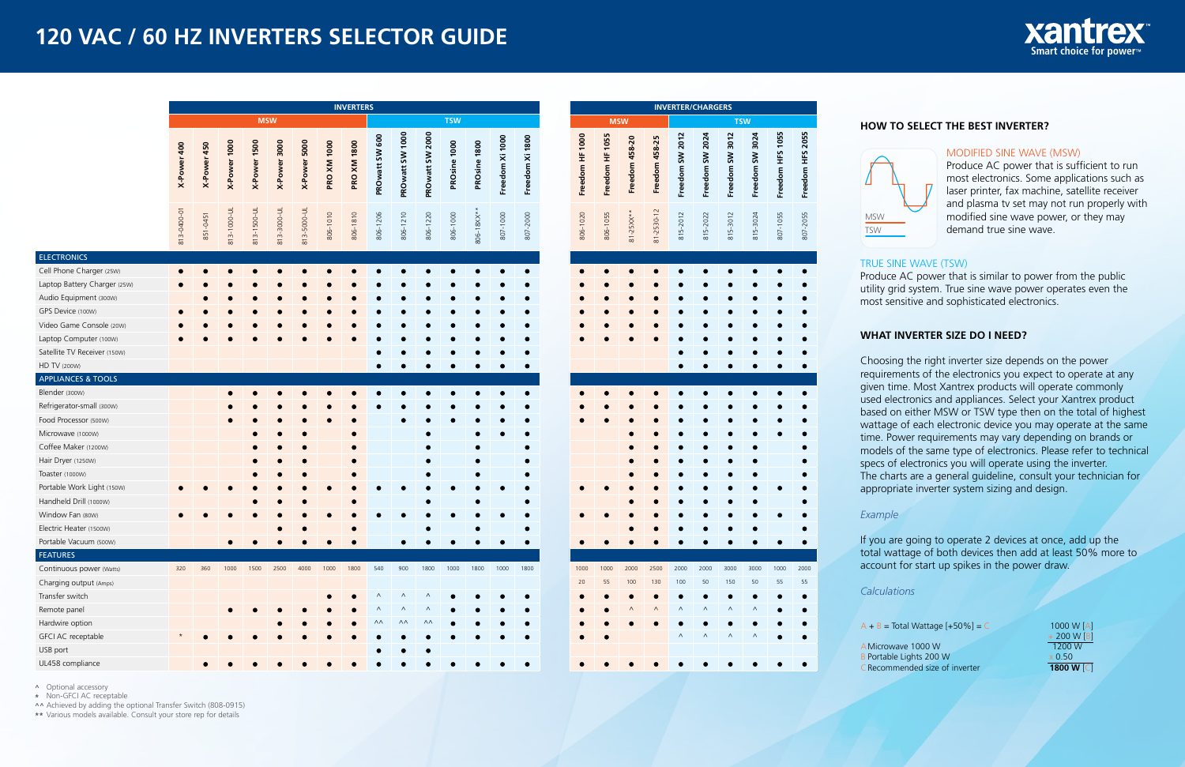# 120 VAC / 60 HZ INVERTERS SELECTOR GUIDE

## INVERTERS

| | MSW | | | | | | | | TSW | | | | | | |
|---|---|---|---|---|---|---|---|---|---|---|---|---|---|---|---|
| | **X-Power 400** | **X-Power 450** | **X-Power 1000** | **X-Power 1500** | **X-Power 3000** | **X-Power 5000** | **PRO XM 1000** | **PRO XM 1800** | **PROwatt SW 600** | **PROwatt SW 1000** | **PROwatt SW 2000** | **PROsine 1000** | **PROsine 1800** | **Freedom XI 1000** | **Freedom Xi 1800** |
| | 813-0400-01 | 851-0451 | 813-1000-UL | 813-1500-UL | 813-3000-UL | 813-5000-UL | 806-1010 | 806-1810 | 806-1206 | 806-1210 | 806-1220 | 806-1000 | 806-18XX** | 807-1000 | 807-2000 |
| **ELECTRONICS** | | | | | | | | | | | | | | | |
| Cell Phone Charger (25W) | ● | ● | ● | ● | ● | ● | ● | ● | ● | ● | ● | ● | ● | ● | ● |
| Laptop Battery Charger (25W) | ● | ● | ● | ● | ● | ● | ● | ● | ● | ● | ● | ● | ● | ● | ● |
| Audio Equipment (300W) | | ● | ● | ● | ● | ● | ● | ● | ● | ● | ● | ● | ● | ● | ● |
| GPS Device (100W) | ● | ● | ● | ● | ● | ● | ● | ● | ● | ● | ● | ● | ● | ● | ● |
| Video Game Console (20W) | ● | ● | ● | ● | ● | ● | ● | ● | ● | ● | ● | ● | ● | ● | ● |
| Laptop Computer (100W) | ● | ● | ● | ● | ● | ● | ● | ● | ● | ● | ● | ● | ● | ● | ● |
| Satellite TV Receiver (150W) | | | | | | | | | ● | ● | ● | ● | ● | ● | ● |
| HD TV (200W) | | | | | | | | | ● | ● | ● | ● | ● | ● | ● |
| **APPLIANCES & TOOLS** | | | | | | | | | | | | | | | |
| Blender (300W) | | | ● | ● | ● | ● | ● | ● | ● | ● | ● | ● | ● | ● | ● |
| Refrigerator-small (300W) | | | ● | ● | ● | ● | ● | ● | ● | ● | ● | ● | ● | ● | ● |
| Food Processor (500W) | | | ● | ● | ● | ● | ● | ● | | ● | ● | ● | ● | ● | ● |
| Microwave (1000W) | | | | ● | ● | ● | | ● | | | ● | | ● | ● | ● |
| Coffee Maker (1200W) | | | | ● | ● | ● | | ● | | | ● | | ● | | ● |
| Hair Dryer (1250W) | | | | ● | ● | ● | | ● | | | ● | | ● | | ● |
| Toaster (1000W) | | | | ● | ● | ● | | ● | | | ● | | ● | | ● |
| Portable Work Light (150W) | ● | ● | ● | ● | ● | ● | ● | ● | ● | ● | ● | ● | ● | ● | ● |
| Handheld Drill (1000W) | | | | ● | ● | ● | | ● | | | ● | | ● | | ● |
| Window Fan (80W) | ● | ● | ● | ● | ● | ● | ● | ● | ● | ● | ● | ● | ● | ● | ● |
| Electric Heater (1500W) | | | | | ● | ● | | ● | | | ● | | ● | | ● |
| Portable Vacuum (500W) | | | ● | ● | ● | ● | ● | ● | | ● | ● | ● | ● | ● | ● |
| **FEATURES** | | | | | | | | | | | | | | | |
| Continuous power (Watts) | 320 | 360 | 1000 | 1500 | 2500 | 4000 | 1000 | 1800 | 540 | 900 | 1800 | 1000 | 1800 | 1000 | 1800 |
| Charging output (Amps) | | | | | | | | | | | | | | | |
| Transfer switch | | | | | | | ● | ● | ^ | ^ | ^ | ● | ● | ● | ● |
| Remote panel | | | ● | ● | ● | ● | ● | ● | ^ | ^ | ^ | ● | ● | ● | ● |
| Hardwire option | | | | | ● | ● | ● | ● | ^^ | ^^ | ^^ | ● | ● | ● | ● |
| GFCI AC receptable | * | ● | ● | ● | ● | ● | ● | ● | ● | ● | ● | ● | ● | ● | ● |
| USB port | | | | | | | | | ● | ● | ● | | | | |
| UL458 compliance | | ● | ● | ● | ● | ● | ● | ● | ● | ● | ● | ● | ● | ● | ● |

## INVERTER/CHARGERS

| | MSW | | | | TSW | | | | | |
|---|---|---|---|---|---|---|---|---|---|---|
| | **Freedom HF 1000** | **Freedom HF 1055** | **Freedom 458-20** | **Freedom 458-25** | **Freedom SW 2012** | **Freedom SW 2024** | **Freedom SW 3012** | **Freedom SW 3024** | **Freedom HFS 1055** | **Freedom HFS 2055** |
| | 806-1020 | 806-1055 | 81-25XX** | 81-2530-12 | 815-2012 | 815-2022 | 815-3012 | 815-3024 | 807-1055 | 807-2055 |
| **ELECTRONICS** | | | | | | | | | | |
| Cell Phone Charger (25W) | ● | ● | ● | ● | ● | ● | ● | ● | ● | ● |
| Laptop Battery Charger (25W) | ● | ● | ● | ● | ● | ● | ● | ● | ● | ● |
| Audio Equipment (300W) | ● | ● | ● | ● | ● | ● | ● | ● | ● | ● |
| GPS Device (100W) | ● | ● | ● | ● | ● | ● | ● | ● | ● | ● |
| Video Game Console (20W) | ● | ● | ● | ● | ● | ● | ● | ● | ● | ● |
| Laptop Computer (100W) | ● | ● | ● | ● | ● | ● | ● | ● | ● | ● |
| Satellite TV Receiver (150W) | | | | | ● | ● | ● | ● | ● | ● |
| HD TV (200W) | | | | | ● | ● | ● | ● | ● | ● |
| **APPLIANCES & TOOLS** | | | | | | | | | | |
| Blender (300W) | ● | ● | ● | ● | ● | ● | ● | ● | ● | ● |
| Refrigerator-small (300W) | ● | ● | ● | ● | ● | ● | ● | ● | ● | ● |
| Food Processor (500W) | ● | ● | ● | ● | ● | ● | ● | ● | ● | ● |
| Microwave (1000W) | | | ● | ● | ● | ● | ● | ● | ● | ● |
| Coffee Maker (1200W) | | | ● | ● | ● | ● | ● | ● | | ● |
| Hair Dryer (1250W) | | | ● | ● | ● | ● | ● | ● | | ● |
| Toaster (1000W) | | | ● | ● | ● | ● | ● | ● | | ● |
| Portable Work Light (150W) | ● | ● | ● | ● | ● | ● | ● | ● | ● | ● |
| Handheld Drill (1000W) | | | ● | ● | ● | ● | ● | ● | | ● |
| Window Fan (80W) | ● | ● | ● | ● | ● | ● | ● | ● | ● | ● |
| Electric Heater (1500W) | | | ● | ● | ● | ● | ● | ● | | ● |
| Portable Vacuum (500W) | ● | ● | ● | ● | ● | ● | ● | ● | ● | ● |
| **FEATURES** | | | | | | | | | | |
| Continuous power (Watts) | 1000 | 1000 | 2000 | 2500 | 2000 | 2000 | 3000 | 3000 | 1000 | 2000 |
| Charging output (Amps) | 20 | 55 | 100 | 130 | 100 | 50 | 150 | 50 | 55 | 55 |
| Transfer switch | ● | ● | ● | ● | ● | ● | ● | ● | ● | ● |
| Remote panel | ● | ● | ^ | ^ | ^ | ^ | ^ | ^ | ● | ● |
| Hardwire option | ● | ● | ● | ● | ● | ● | ● | ● | ● | ● |
| GFCI AC receptable | ● | ● | | | ^ | ^ | ^ | ^ | ● | ● |
| USB port | | | | | | | | | | |
| UL458 compliance | ● | ● | ● | ● | ● | ● | ● | ● | ● | ● |

^ Optional accessory
* Non-GFCI AC receptable
^^ Achieved by adding the optional Transfer Switch (808-0915)
** Various models available. Consult your store rep for details

### HOW TO SELECT THE BEST INVERTER?

MSW
TSW

**MODIFIED SINE WAVE (MSW)**
Produce AC power that is sufficient to run most electronics. Some applications such as laser printer, fax machine, satellite receiver and plasma tv set may not run properly with modified sine wave power, or they may demand true sine wave.

**TRUE SINE WAVE (TSW)**
Produce AC power that is similar to power from the public utility grid system. True sine wave power operates even the most sensitive and sophisticated electronics.

### WHAT INVERTER SIZE DO I NEED?

Choosing the right inverter size depends on the power requirements of the electronics you expect to operate at any given time. Most Xantrex products will operate commonly used electronics and appliances. Select your Xantrex product based on either MSW or TSW type then on the total of highest wattage of each electronic device you may operate at the same time. Power requirements may vary depending on brands or models of the same type of electronics. Please refer to technical specs of electronics you will operate using the inverter. The charts are a general guideline, consult your technician for appropriate inverter system sizing and design.

*Example*

If you are going to operate 2 devices at once, add up the total wattage of both devices then add at least 50% more to account for start up spikes in the power draw.

*Calculations*

A + B = Total Wattage [+50%] = C

A Microwave 1000 W
B Portable Lights 200 W
C Recommended size of inverter

| | |
|---|---|
| | 1000 W [A] |
| + | 200 W [B] |
| | 1200 W |
| x | 0.50 |
| | **1800 W [C]** |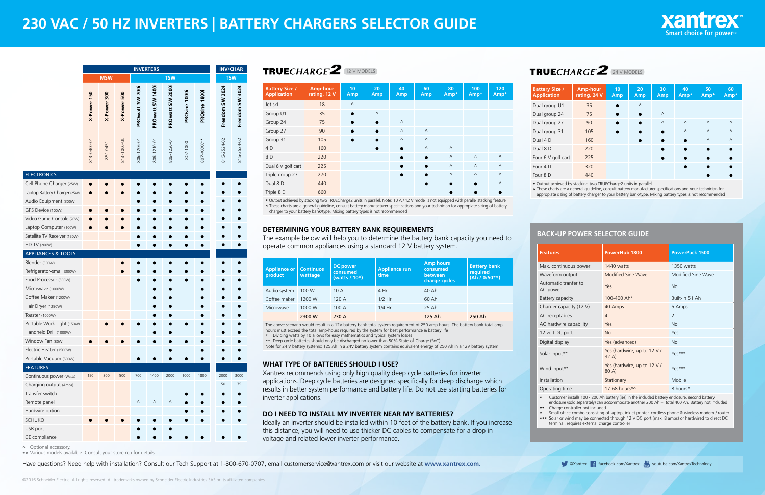# 230 VAC / 50 HZ INVERTERS | BATTERY CHARGERS SELECTOR GUIDE

**xantrex** — Smart choice for power™

| | INVERTERS | | | | | | | | INV/CHAR | |
|---|---|---|---|---|---|---|---|---|---|---|
| | MSW | | | TSW | | | | | TSW | |
| | X-Power 150 | X-Power 300 | X-Power 500 | PROwatt SW 700i | PROwatt SW 1400i | PROwatt SW 2000i | PROsine 1000i | PROsine 1800i | Freedom SW 2024 | Freedom SW 3024 |
| | 813-0400-01 | 851-0451 | 813-1000-UL | 806-1206-01 | 806-1210-01 | 806-1220-01 | 807-1000 | 807-XXXX** | 815-2524-02 | 815-3524-02 |
| **ELECTRONICS** | | | | | | | | | | |
| Cell Phone Charger (25W) | ● | ● | ● | ● | ● | ● | ● | ● | ● | ● |
| Laptop Battery Charger (25W) | ● | ● | ● | ● | ● | ● | ● | ● | ● | ● |
| Audio Equipment (300W) | | | | ● | ● | ● | ● | ● | ● | ● |
| GPS Device (100W) | ● | ● | ● | ● | ● | ● | ● | ● | ● | ● |
| Video Game Console (20W) | ● | ● | ● | ● | ● | ● | ● | ● | ● | ● |
| Laptop Computer (100W) | ● | ● | ● | ● | ● | ● | ● | ● | ● | ● |
| Satellite TV Receiver (150W) | | | | ● | ● | ● | ● | ● | ● | ● |
| HD TV (200W) | | | | ● | ● | ● | ● | ● | ● | ● |
| **APPLIANCES & TOOLS** | | | | | | | | | | |
| Blender (300W) | | | ● | ● | ● | ● | ● | ● | ● | ● |
| Refrigerator-small (300W) | | | ● | ● | ● | ● | ● | ● | ● | ● |
| Food Processor (500W) | | | | ● | ● | ● | ● | ● | ● | ● |
| Microwave (1000W) | | | | | ● | ● | | ● | ● | ● |
| Coffee Maker (1200W) | | | | | ● | ● | | ● | ● | ● |
| Hair Dryer (1250W) | | | | | ● | ● | | ● | ● | ● |
| Toaster (1000W) | | | | | ● | ● | | ● | ● | ● |
| Portable Work Light (150W) | | ● | ● | ● | ● | ● | ● | ● | ● | ● |
| Handheld Drill (1000W) | | | | | ● | ● | | ● | ● | ● |
| Window Fan (80W) | ● | ● | ● | ● | ● | ● | ● | ● | ● | ● |
| Electric Heater (1500W) | | | | | | ● | | ● | ● | ● |
| Portable Vacuum (500W) | | | | ● | ● | ● | ● | ● | ● | ● |
| **FEATURES** | | | | | | | | | | |
| Continuous power (Watts) | 150 | 300 | 500 | 700 | 1400 | 2000 | 1000 | 1800 | 2000 | 3000 |
| Charging output (Amps) | | | | | | | | | 50 | 75 |
| Transfer switch | | | | | | | ● | ● | ● | ● |
| Remote panel | | | | ^ | ^ | ^ | ● | ● | ● | ● |
| Hardwire option | | | | | | | ● | ● | ● | ● |
| SCHUKO | ● | ● | ● | ● | ● | ● | ● | ● | ● | ● |
| USB port | | | | ● | ● | ● | | | | |
| CE compliance | | | | ● | ● | ● | ● | ● | ● | ● |

^ Optional accessory.
** Various models available. Consult your store rep for details

## TRUECHARGE 2 (12 V MODELS)

| Battery Size / Application | Amp-hour rating, 12 V | 10 Amp | 20 Amp | 40 Amp | 60 Amp | 80 Amp* | 100 Amp* | 120 Amp* |
|---|---|---|---|---|---|---|---|---|
| Jet ski | 18 | ^ | | | | | | |
| Group U1 | 35 | ● | ^ | | | | | |
| Group 24 | 75 | ● | ● | ^ | | | | |
| Group 27 | 90 | ● | ● | ^ | ^ | | | |
| Group 31 | 105 | ● | ● | ^ | ^ | | | |
| 4 D | 160 | | ● | ● | ^ | ^ | | |
| 8 D | 220 | | | ● | ● | ^ | ^ | ^ |
| Dual 6 V golf cart | 225 | | | ● | ● | ^ | ^ | ^ |
| Triple group 27 | 270 | | | ● | ● | ^ | ^ | ^ |
| Dual 8 D | 440 | | | | ● | ● | ● | ^ |
| Triple 8 D | 660 | | | | | ● | ● | ● |

* Output achieved by stacking two TRUECharge2 units in parallel. Note: 10 A / 12 V model is not equipped with parallel stacking feature
^ These charts are a general guideline, consult battery manufacturer specifications and your technician for appropriate sizing of battery charger to your battery bank/type. Mixing battery types is not recommended

## TRUECHARGE 2 (24 V MODELS)

| Battery Size / Application | Amp-hour rating, 24 V | 10 Amp | 20 Amp | 30 Amp | 40 Amp* | 50 Amp* | 60 Amp* |
|---|---|---|---|---|---|---|---|
| Dual group U1 | 35 | ● | ^ | | | | |
| Dual group 24 | 75 | ● | ● | ^ | | | |
| Dual group 27 | 90 | ● | ● | ^ | ^ | ^ | ^ |
| Dual group 31 | 105 | ● | ● | ● | ^ | ^ | ^ |
| Dual 4 D | 160 | | ● | ● | ● | ^ | ^ |
| Dual 8 D | 220 | | | ● | ● | ● | ● |
| Four 6 V golf cart | 225 | | | ● | ● | ● | ● |
| Four 4 D | 320 | | | | ● | ● | ● |
| Four 8 D | 440 | | | | | ● | ● |

* Output achieved by stacking two TRUECharge2 units in parallel
^ These charts are a general guideline, consult battery manufacturer specifications and your technician for appropriate sizing of battery charger to your battery bank/type. Mixing battery types is not recommended

## DETERMINING YOUR BATTERY BANK REQUIREMENTS

The example below will help you to determine the battery bank capacity you need to operate common appliances using a standard 12 V battery system.

| Appliance or product | Continuous wattage | DC power consumed (watts / 10*) | Appliance run time | Amp hours consumed between charge cycles | Battery bank required (Ah / 0/50**) |
|---|---|---|---|---|---|
| Audio system | 100 W | 10 A | 4 Hr | 40 Ah | |
| Coffee maker | 1200 W | 120 A | 1/2 Hr | 60 Ah | |
| Microwave | 1000 W | 100 A | 1/4 Hr | 25 Ah | |
| | 2300 W | 230 A | | 125 Ah | 250 Ah |

The above scenario would result in a 12V battery bank total system requirement of 250 amp-hours. The battery bank total amp-hours must exceed the total amp-hours required by the system for best performance & battery life
* Dividing watts by 10 allows for easy mathematics and typical system losses
** Deep cycle batteries should only be discharged no lower than 50% State-of-Charge (SoC)
Note for 24 V battery systems: 125 Ah in a 24V battery system contains equivalent energy of 250 Ah in a 12V battery system

## WHAT TYPE OF BATTERIES SHOULD I USE?

Xantrex recommends using only high quality deep cycle batteries for inverter applications. Deep cycle batteries are designed specifically for deep discharge which results in better system performance and battery life. Do not use starting batteries for inverter applications.

## DO I NEED TO INSTALL MY INVERTER NEAR MY BATTERIES?

Ideally an inverter should be installed within 10 feet of the battery bank. If you increase this distance, you will need to use thicker DC cables to compensate for a drop in voltage and related lower inverter performance.

## BACK-UP POWER SELECTOR GUIDE

| Features | PowerHub 1800 | PowerPack 1500 |
|---|---|---|
| Max. continuous power | 1440 watts | 1350 watts |
| Waveform output | Modified Sine Wave | Modified Sine Wave |
| Automatic tranfer to AC power | Yes | No |
| Battery capacity | 100-400 Ah* | Built-in 51 Ah |
| Charger capacity (12 V) | 40 Amps | 5 Amps |
| AC receptables | 4 | 2 |
| AC hardwire capability | Yes | No |
| 12 volt DC port | No | Yes |
| Digital display | Yes (advanced) | No |
| Solar input** | Yes (hardwire, up to 12 V / 32 A) | Yes*** |
| Wind input** | Yes (hardwire, up to 12 V / 80 A) | Yes*** |
| Installation | Stationary | Mobile |
| Operating time | 17-68 hours*^ | 8 hours^ |

* Customer installs 100 - 200 Ah battery (ies) in the included battery enclosure, second battery enclosure (sold separately) can accommodate another 200 Ah = total 400 Ah. Battery not included
** Charge controller not included
^ Small office combo consisting of laptop, inkjet printer, cordless phone & wireless modem / router
*** Solar or wind may be connected through 12 V DC port (max. 8 amps) or hardwired to direct DC terminal, requires external charge controller

Have questions? Need help with installation? Consult our Tech Support at 1-800-670-0707, email customerservice@xantrex.com or visit our website at **www.xantrex.com.**

@Xantrex facebook.com/Xantrex youtube.com/XantrexTechnology

©2016 Schneider Electric. All rights reserved. All trademarks owned by Schneider Electric Industries SAS or its affiliated companies.